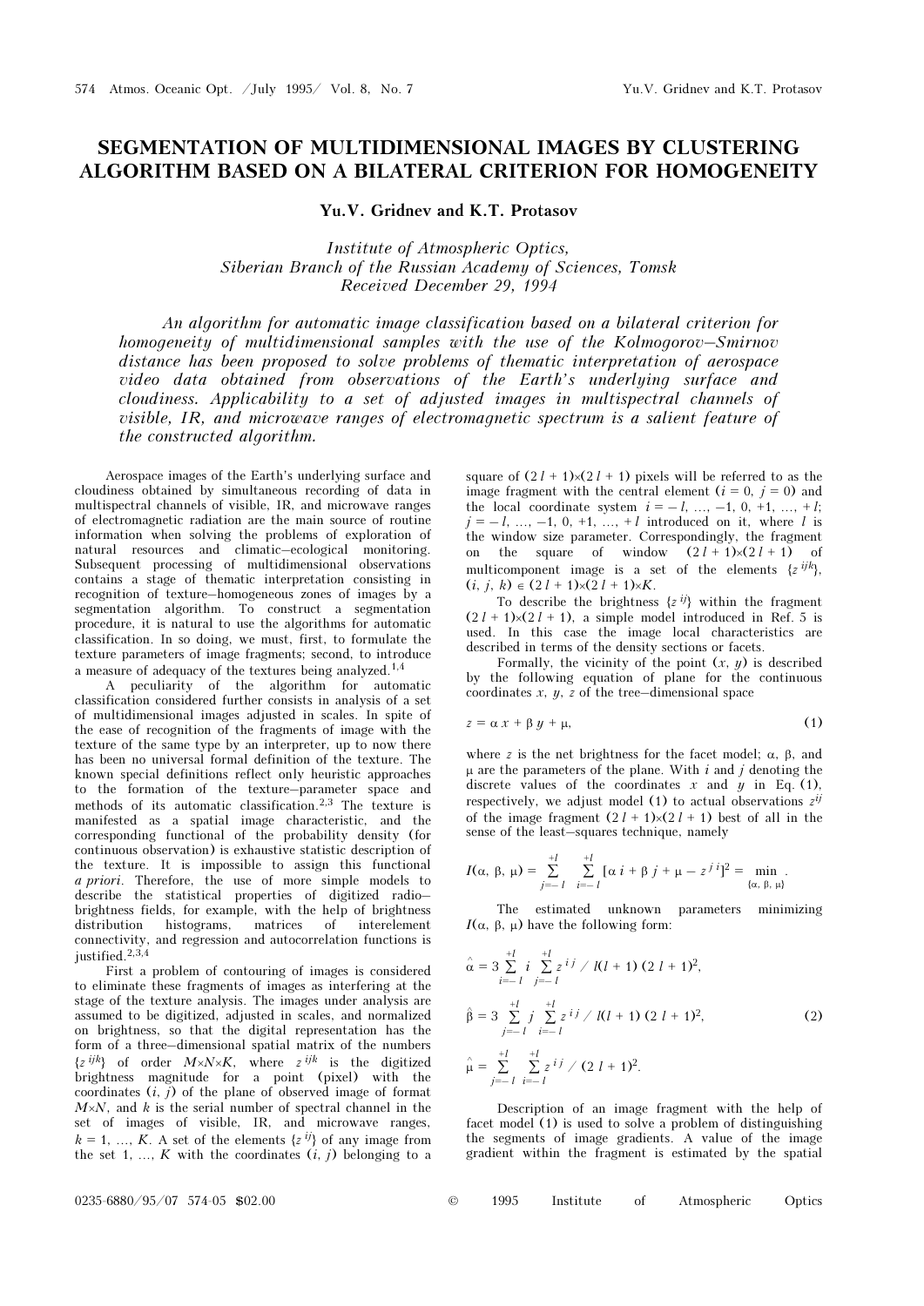# SEGMENTATION OF MULTIDIMENSIONAL IMAGES BY CLUSTERING ALGORITHM BASED ON A BILATERAL CRITERION FOR HOMOGENEITY

**Yu.V. Gridnev and K.T. Protasov**

*Institute of Atmospheric Optics,*
*Siberian Branch of the Russian Academy of Sciences, Tomsk*
*Received December 29, 1994*

*An algorithm for automatic image classification based on a bilateral criterion for homogeneity of multidimensional samples with the use of the Kolmogorov–Smirnov distance has been proposed to solve problems of thematic interpretation of aerospace video data obtained from observations of the Earth's underlying surface and cloudiness. Applicability to a set of adjusted images in multispectral channels of visible, IR, and microwave ranges of electromagnetic spectrum is a salient feature of the constructed algorithm.*

Aerospace images of the Earth's underlying surface and cloudiness obtained by simultaneous recording of data in multispectral channels of visible, IR, and microwave ranges of electromagnetic radiation are the main source of routine information when solving the problems of exploration of natural resources and climatic–ecological monitoring. Subsequent processing of multidimensional observations contains a stage of thematic interpretation consisting in recognition of texture–homogeneous zones of images by a segmentation algorithm. To construct a segmentation procedure, it is natural to use the algorithms for automatic classification. In so doing, we must, first, to formulate the texture parameters of image fragments; second, to introduce a measure of adequacy of the textures being analyzed.[1,4]

A peculiarity of the algorithm for automatic classification considered further consists in analysis of a set of multidimensional images adjusted in scales. In spite of the ease of recognition of the fragments of image with the texture of the same type by an interpreter, up to now there has been no universal formal definition of the texture. The known special definitions reflect only heuristic approaches to the formation of the texture–parameter space and methods of its automatic classification.[2,3] The texture is manifested as a spatial image characteristic, and the corresponding functional of the probability density (for continuous observation) is exhaustive statistic description of the texture. It is impossible to assign this functional *a priori*. Therefore, the use of more simple models to describe the statistical properties of digitized radio–brightness fields, for example, with the help of brightness distribution histograms, matrices of interelement connectivity, and regression and autocorrelation functions is justified.[2,3,4]

First a problem of contouring of images is considered to eliminate these fragments of images as interfering at the stage of the texture analysis. The images under analysis are assumed to be digitized, adjusted in scales, and normalized on brightness, so that the digital representation has the form of a three–dimensional spatial matrix of the numbers $\{z^{ijk}\}$ of order $M{\times}N{\times}K$, where $z^{ijk}$ is the digitized brightness magnitude for a point (pixel) with the coordinates $(i, j)$ of the plane of observed image of format $M{\times}N$, and $k$ is the serial number of spectral channel in the set of images of visible, IR, and microwave ranges, $k = 1, ..., K$. A set of the elements $\{z^{ij}\}$ of any image from the set $1, ..., K$ with the coordinates $(i, j)$ belonging to a square of $(2l + 1){\times}(2l + 1)$ pixels will be referred to as the image fragment with the central element ($i = 0$, $j = 0$) and the local coordinate system $i = -l, ..., -1, 0, +1, ..., +l$; $j = -l, ..., -1, 0, +1, ..., +l$ introduced on it, where $l$ is the window size parameter. Correspondingly, the fragment on the square of window $(2l + 1){\times}(2l + 1)$ of multicomponent image is a set of the elements $\{z^{ijk}\}$, $(i, j, k) \in (2l + 1){\times}(2l + 1){\times}K$.

To describe the brightness $\{z^{ij}\}$ within the fragment $(2l + 1){\times}(2l + 1)$, a simple model introduced in Ref. 5 is used. In this case the image local characteristics are described in terms of the density sections or facets.

Formally, the vicinity of the point $(x, y)$ is described by the following equation of plane for the continuous coordinates $x$, $y$, $z$ of the tree–dimensional space

$$z = \alpha\, x + \beta\, y + \mu, \tag{1}$$

where $z$ is the net brightness for the facet model; $\alpha$, $\beta$, and $\mu$ are the parameters of the plane. With $i$ and $j$ denoting the discrete values of the coordinates $x$ and $y$ in Eq. (1), respectively, we adjust model (1) to actual observations $z^{ij}$ of the image fragment $(2l + 1){\times}(2l + 1)$ best of all in the sense of the least–squares technique, namely

$$I(\alpha, \beta, \mu) = \sum_{j=-l}^{+l} \sum_{i=-l}^{+l} [\alpha\, i + \beta\, j + \mu - z^{j\,i}]^2 = \min_{\{\alpha,\, \beta,\, \mu\}} .$$

The estimated unknown parameters minimizing $I(\alpha, \beta, \mu)$ have the following form:

$$\hat{\alpha} = 3 \sum_{i=-l}^{+l} i \sum_{j=-l}^{+l} z^{i\,j} \,/\, l(l + 1)\,(2l + 1)^2,$$

$$\hat{\beta} = 3 \sum_{j=-l}^{+l} j \sum_{i=-l}^{+l} z^{i\,j} \,/\, l(l + 1)\,(2l + 1)^2, \tag{2}$$

$$\hat{\mu} = \sum_{j=-l}^{+l} \sum_{i=-l}^{+l} z^{i\,j} \,/\, (2l + 1)^2.$$

Description of an image fragment with the help of facet model (1) is used to solve a problem of distinguishing the segments of image gradients. A value of the image gradient within the fragment is estimated by the spatial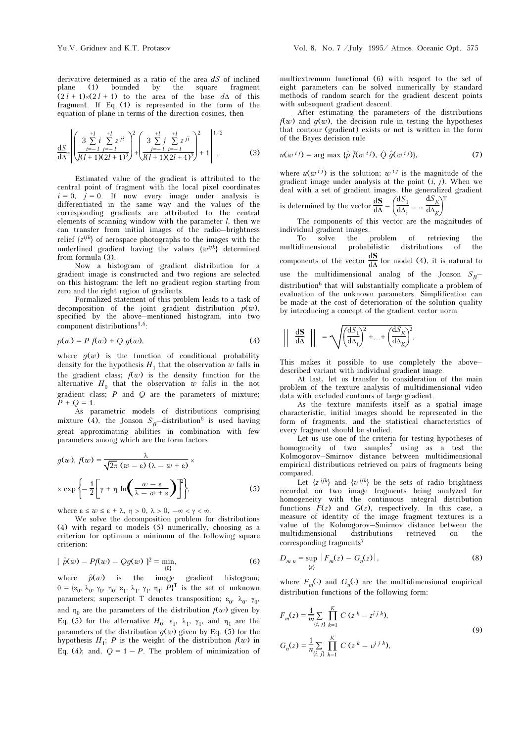derivative determined as a ratio of the area $dS$ of inclined plane (1) bounded by the square fragment $(2l + 1)\times(2l + 1)$ to the area of the base $d\Delta$ of this fragment. If Eq. (1) is represented in the form of the equation of plane in terms of the direction cosines, then

$$\frac{dS}{d\Delta} = \left[ \left( \frac{3 \sum\limits_{i=-l}^{+l} i \sum\limits_{j=-l}^{+l} z^{ji}}{l(l+1)(2l+1)^2} \right)^2 + \left( \frac{3 \sum\limits_{j=-l}^{+l} j \sum\limits_{i=-l}^{+l} z^{ji}}{l(l+1)(2l+1)^2} \right)^2 + 1 \right]^{1/2} . \quad (3)$$

Estimated value of the gradient is attributed to the central point of fragment with the local pixel coordinates $i = 0$, $j = 0$. If now every image under analysis is differentiated in the same way and the values of the corresponding gradients are attributed to the central elements of scanning window with the parameter $l$, then we can transfer from initial images of the radio–brightness relief $\{z^{ijk}\}$ of aerospace photographs to the images with the underlined gradient having the values $\{w^{ijk}\}$ determined from formula (3).

Now a histogram of gradient distribution for a gradient image is constructed and two regions are selected on this histogram: the left no gradient region starting from zero and the right region of gradients.

Formalized statement of this problem leads to a task of decomposition of the joint gradient distribution $p(w)$, specified by the above–mentioned histogram, into two component distributions[1,4]:

$$p(w) = P\,f(w) + Q\,g(w), \quad (4)$$

where $g(w)$ is the function of conditional probability density for the hypothesis $H_1$ that the observation $w$ falls in the gradient class; $f(w)$ is the density function for the alternative $H_0$ that the observation $w$ falls in the not gradient class; $P$ and $Q$ are the parameters of mixture; $P + Q = 1$.

As parametric models of distributions comprising mixture (4), the Jonson $S_B$–distribution[6] is used having great approximating abilities in combination with few parameters among which are the form factors

$$g(w),\, f(w) = \frac{\lambda}{\sqrt{2\pi}\,(w - \varepsilon)\,(\lambda - w + \varepsilon)} \times$$
$$\times \exp\left\{ -\frac{1}{2}\left[ \gamma + \eta \ln\left( \frac{w - \varepsilon}{\lambda - w + \varepsilon} \right) \right]^2 \right\}, \quad (5)$$

where $\varepsilon \le w \le \varepsilon + \lambda$, $\eta > 0$, $\lambda > 0$, $-\infty < \gamma < \infty$.

We solve the decomposition problem for distributions (4) with regard to models (5) numerically, choosing as a criterion for optimum a minimum of the following square criterion:

$$[\,\hat{p}(w) - Pf(w) - Qg(w)\,]^2 = \min_{\{\theta\}}, \quad (6)$$

where $\hat{p}(w)$ is the image gradient histogram; $\theta = \{\varepsilon_0, \lambda_0, \gamma_0, \eta_0; \varepsilon_1, \lambda_1, \gamma_1, \eta_1; P\}^{\mathrm{T}}$ is the set of unknown parameters; superscript T denotes transposition; $\varepsilon_0$, $\lambda_0$, $\gamma_0$, and $\eta_0$ are the parameters of the distribution $f(w)$ given by Eq. (5) for the alternative $H_0$; $\varepsilon_1$, $\lambda_1$, $\gamma_1$, and $\eta_1$ are the parameters of the distribution $g(w)$ given by Eq. (5) for the hypothesis $H_1$; $P$ is the weight of the distribution $f(w)$ in Eq. (4); and, $Q = 1 - P$. The problem of minimization of multiextremum functional (6) with respect to the set of eight parameters can be solved numerically by standard methods of random search for the gradient descent points with subsequent gradient descent.

After estimating the parameters of the distributions $f(w)$ and $g(w)$, the decision rule in testing the hypotheses that contour (gradient) exists or not is written in the form of the Bayes decision rule

$$u(w^{ij}) = \arg\max\,\{\hat{P}\,\hat{f}(w^{ij}),\ \hat{Q}\,\hat{g}(w^{ij})\}, \quad (7)$$

where $u(w^{ij})$ is the solution; $w^{ij}$ is the magnitude of the gradient image under analysis at the point $(i, j)$. When we deal with a set of gradient images, the generalized gradient is determined by the vector $\frac{d\mathbf{S}}{d\Delta} = \left( \frac{dS_1}{d\Delta_1}, \ldots, \frac{dS_K}{d\Delta_K} \right)^{\mathrm{T}}$.

The components of this vector are the magnitudes of individual gradient images.

To solve the problem of retrieving the multidimensional probabilistic distributions of the components of the vector $\frac{d\mathbf{S}}{d\Delta}$ for model (4), it is natural to use the multidimensional analog of the Jonson $S_B$–distribution[6] that will substantially complicate a problem of evaluation of the unknown parameters. Simplification can be made at the cost of deterioration of the solution quality by introducing a concept of the gradient vector norm

$$\left\| \frac{d\mathbf{S}}{d\Delta} \right\| = \sqrt{\left( \frac{dS_1}{d\Delta_1} \right)^2 + \ldots + \left( \frac{dS_K}{d\Delta_K} \right)^2}.$$

This makes it possible to use completely the above–described variant with individual gradient image.

At last, let us transfer to consideration of the main problem of the texture analysis of multidimensional video data with excluded contours of large gradient.

As the texture manifests itself as a spatial image characteristic, initial images should be represented in the form of fragments, and the statistical characteristics of every fragment should be studied.

Let us use one of the criteria for testing hypotheses of homogeneity of two samples[7] using as a test the Kolmogorov–Smirnov distance between multidimensional empirical distributions retrieved on pairs of fragments being compared.

Let $\{z^{ijk}\}$ and $\{v^{ijk}\}$ be the sets of radio brightness recorded on two image fragments being analyzed for homogeneity with the continuous integral distribution functions $F(z)$ and $G(z)$, respectively. In this case, a measure of identity of the image fragment textures is a value of the Kolmogorov–Smirnov distance between the multidimensional distributions retrieved on the corresponding fragments[7]

$$D_{m\,n} = \sup_{\{z\}} |F_m(z) - G_n(z)|, \quad (8)$$

where $F_m(\cdot)$ and $G_n(\cdot)$ are the multidimensional empirical distribution functions of the following form:

$$F_m(z) = \frac{1}{m} \sum_{\{i,\,j\}} \prod_{k=1}^{K} C\,(z^k - z^{ijk}),$$
$$G_n(z) = \frac{1}{n} \sum_{\{i,\,j\}} \prod_{k=1}^{K} C\,(z^k - v^{ijk}), \quad (9)$$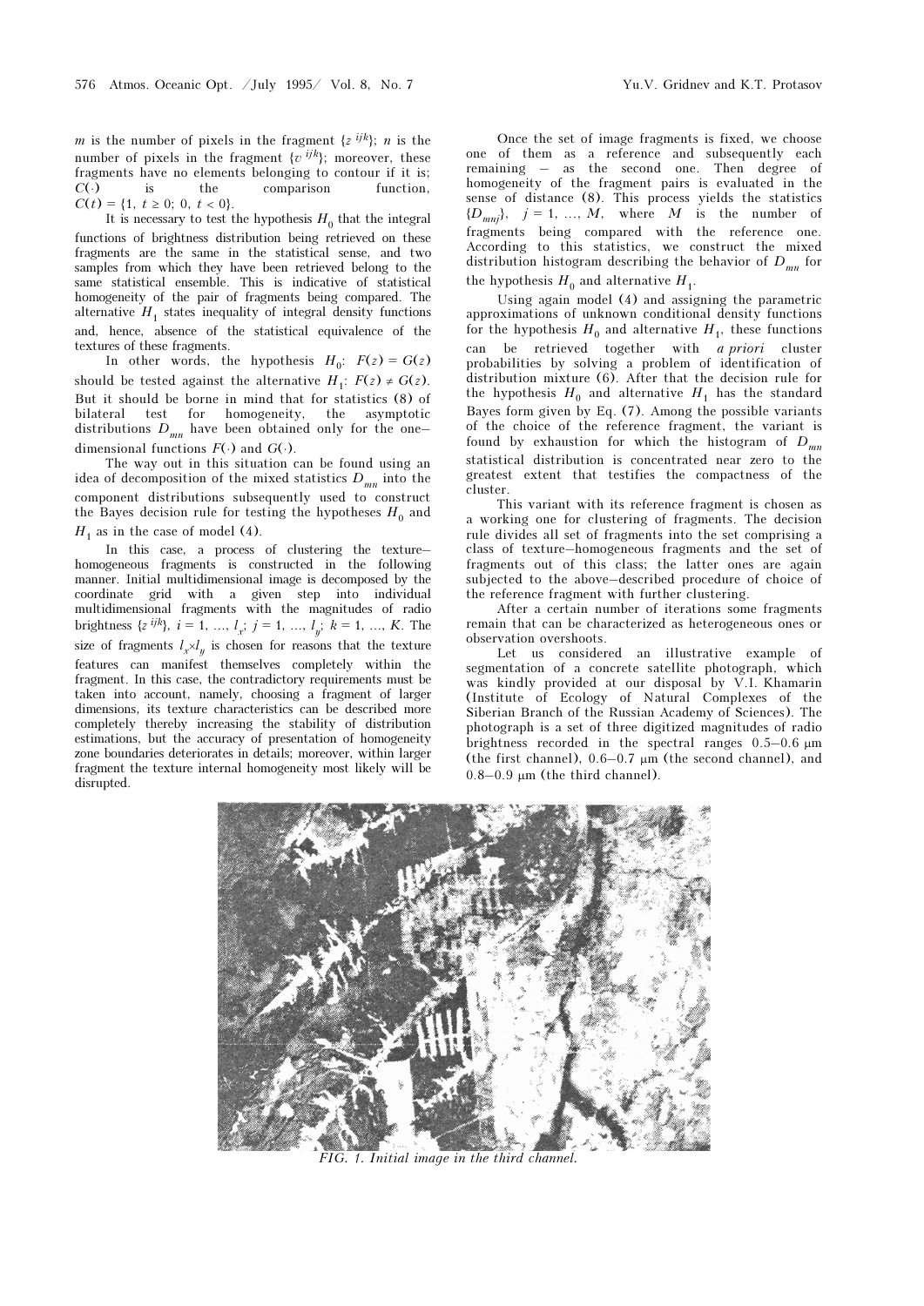$m$ is the number of pixels in the fragment $\{z^{ijk}\}$; $n$ is the number of pixels in the fragment $\{v^{ijk}\}$; moreover, these fragments have no elements belonging to contour if it is; $C(\cdot)$ is the comparison function, $C(t) = \{1,\ t \geq 0;\ 0,\ t < 0\}$.

It is necessary to test the hypothesis $H_0$ that the integral functions of brightness distribution being retrieved on these fragments are the same in the statistical sense, and two samples from which they have been retrieved belong to the same statistical ensemble. This is indicative of statistical homogeneity of the pair of fragments being compared. The alternative $H_1$ states inequality of integral density functions and, hence, absence of the statistical equivalence of the textures of these fragments.

In other words, the hypothesis $H_0$: $F(z) = G(z)$ should be tested against the alternative $H_1$: $F(z) \neq G(z)$. But it should be borne in mind that for statistics (8) of bilateral test for homogeneity, the asymptotic distributions $D_{mn}$ have been obtained only for the one–dimensional functions $F(\cdot)$ and $G(\cdot)$.

The way out in this situation can be found using an idea of decomposition of the mixed statistics $D_{mn}$ into the component distributions subsequently used to construct the Bayes decision rule for testing the hypotheses $H_0$ and $H_1$ as in the case of model (4).

In this case, a process of clustering the texture–homogeneous fragments is constructed in the following manner. Initial multidimensional image is decomposed by the coordinate grid with a given step into individual multidimensional fragments with the magnitudes of radio brightness $\{z^{ijk}\}$, $i = 1, ..., l_x$; $j = 1, ..., l_y$; $k = 1, ..., K$. The size of fragments $l_x \times l_y$ is chosen for reasons that the texture features can manifest themselves completely within the fragment. In this case, the contradictory requirements must be taken into account, namely, choosing a fragment of larger dimensions, its texture characteristics can be described more completely thereby increasing the stability of distribution estimations, but the accuracy of presentation of homogeneity zone boundaries deteriorates in details; moreover, within larger fragment the texture internal homogeneity most likely will be disrupted.

Once the set of image fragments is fixed, we choose one of them as a reference and subsequently each remaining – as the second one. Then degree of homogeneity of the fragment pairs is evaluated in the sense of distance (8). This process yields the statistics $\{D_{mnj}\}$, $j = 1, ..., M$, where $M$ is the number of fragments being compared with the reference one. According to this statistics, we construct the mixed distribution histogram describing the behavior of $D_{mn}$ for the hypothesis $H_0$ and alternative $H_1$.

Using again model (4) and assigning the parametric approximations of unknown conditional density functions for the hypothesis $H_0$ and alternative $H_1$, these functions can be retrieved together with *a priori* cluster probabilities by solving a problem of identification of distribution mixture (6). After that the decision rule for the hypothesis $H_0$ and alternative $H_1$ has the standard Bayes form given by Eq. (7). Among the possible variants of the choice of the reference fragment, the variant is found by exhaustion for which the histogram of $D_{mn}$ statistical distribution is concentrated near zero to the greatest extent that testifies the compactness of the cluster.

This variant with its reference fragment is chosen as a working one for clustering of fragments. The decision rule divides all set of fragments into the set comprising a class of texture–homogeneous fragments and the set of fragments out of this class; the latter ones are again subjected to the above–described procedure of choice of the reference fragment with further clustering.

After a certain number of iterations some fragments remain that can be characterized as heterogeneous ones or observation overshoots.

Let us considered an illustrative example of segmentation of a concrete satellite photograph, which was kindly provided at our disposal by V.I. Khamarin (Institute of Ecology of Natural Complexes of the Siberian Branch of the Russian Academy of Sciences). The photograph is a set of three digitized magnitudes of radio brightness recorded in the spectral ranges 0.5–0.6 μm (the first channel), 0.6–0.7 μm (the second channel), and 0.8–0.9 μm (the third channel).

*FIG. 1. Initial image in the third channel.*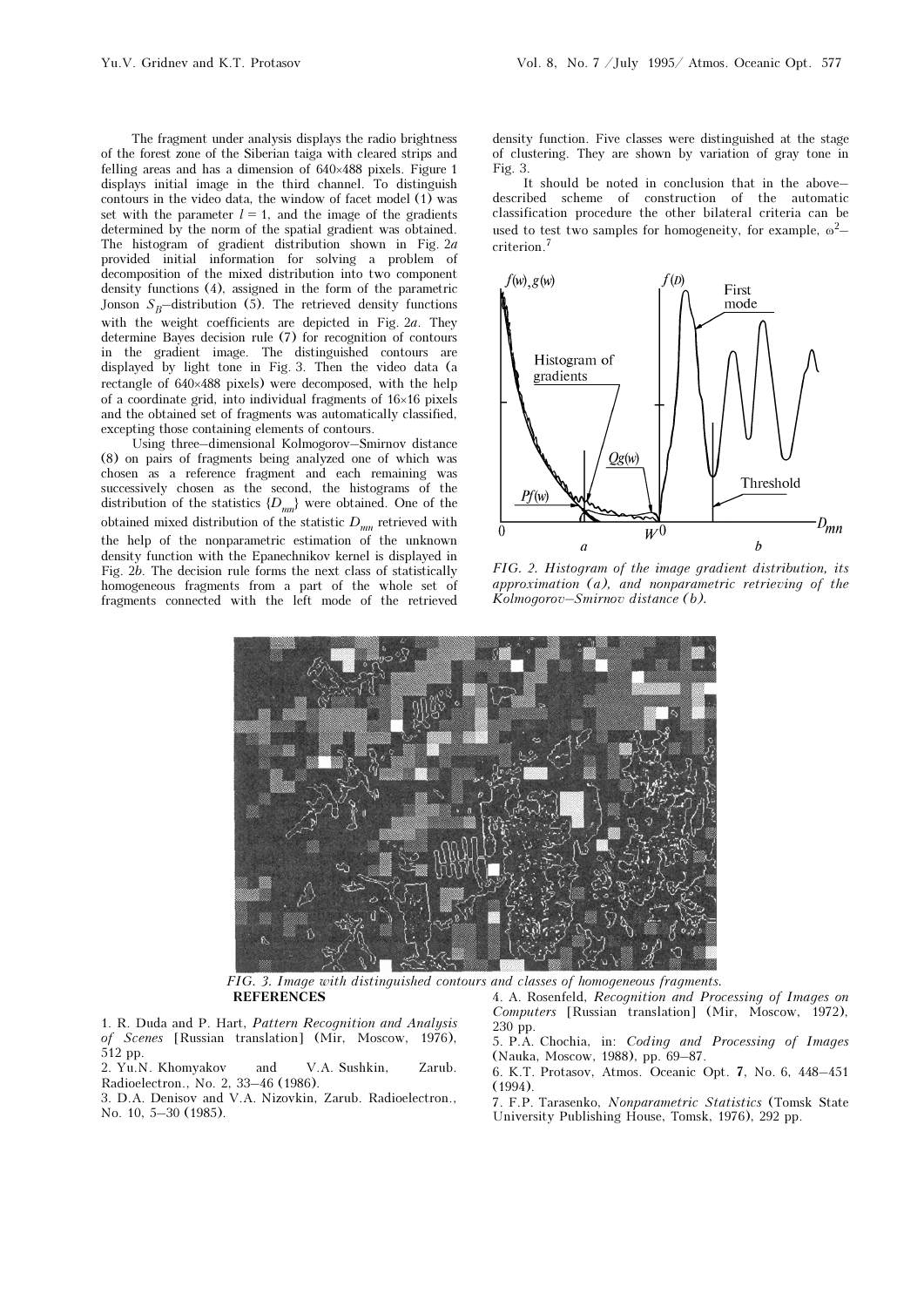The fragment under analysis displays the radio brightness of the forest zone of the Siberian taiga with cleared strips and felling areas and has a dimension of 640×488 pixels. Figure 1 displays initial image in the third channel. To distinguish contours in the video data, the window of facet model (1) was set with the parameter $l = 1$, and the image of the gradients determined by the norm of the spatial gradient was obtained. The histogram of gradient distribution shown in Fig. 2*a* provided initial information for solving a problem of decomposition of the mixed distribution into two component density functions (4), assigned in the form of the parametric Jonson $S_B$–distribution (5). The retrieved density functions with the weight coefficients are depicted in Fig. 2*a*. They determine Bayes decision rule (7) for recognition of contours in the gradient image. The distinguished contours are displayed by light tone in Fig. 3. Then the video data (a rectangle of 640×488 pixels) were decomposed, with the help of a coordinate grid, into individual fragments of 16×16 pixels and the obtained set of fragments was automatically classified, excepting those containing elements of contours.

Using three–dimensional Kolmogorov–Smirnov distance (8) on pairs of fragments being analyzed one of which was chosen as a reference fragment and each remaining was successively chosen as the second, the histograms of the distribution of the statistics $\{D_{mn}\}$ were obtained. One of the obtained mixed distribution of the statistic $D_{mn}$ retrieved with the help of the nonparametric estimation of the unknown density function with the Epanechnikov kernel is displayed in Fig. 2*b*. The decision rule forms the next class of statistically homogeneous fragments from a part of the whole set of fragments connected with the left mode of the retrieved density function. Five classes were distinguished at the stage of clustering. They are shown by variation of gray tone in Fig. 3.

It should be noted in conclusion that in the above–described scheme of construction of the automatic classification procedure the other bilateral criteria can be used to test two samples for homogeneity, for example, $\omega^2$–criterion.[7]

$f(w), g(w)$

Histogram of gradients

$Qg(w)$

$Pf(w)$

0

$W^0$

*a*

$f(D)$

First mode

Threshold

$D_{mn}$

*b*

*FIG. 2. Histogram of the image gradient distribution, its approximation (a), and nonparametric retrieving of the Kolmogorov–Smirnov distance (b).*

*FIG. 3. Image with distinguished contours and classes of homogeneous fragments.*

## REFERENCES

1. R. Duda and P. Hart, *Pattern Recognition and Analysis of Scenes* [Russian translation] (Mir, Moscow, 1976), 512 pp.
2. Yu.N. Khomyakov and V.A. Sushkin, Zarub. Radioelectron., No. 2, 33–46 (1986).
3. D.A. Denisov and V.A. Nizovkin, Zarub. Radioelectron., No. 10, 5–30 (1985).
4. A. Rosenfeld, *Recognition and Processing of Images on Computers* [Russian translation] (Mir, Moscow, 1972), 230 pp.
5. P.A. Chochia, in: *Coding and Processing of Images* (Nauka, Moscow, 1988), pp. 69–87.
6. K.T. Protasov, Atmos. Oceanic Opt. **7**, No. 6, 448–451 (1994).
7. F.P. Tarasenko, *Nonparametric Statistics* (Tomsk State University Publishing House, Tomsk, 1976), 292 pp.